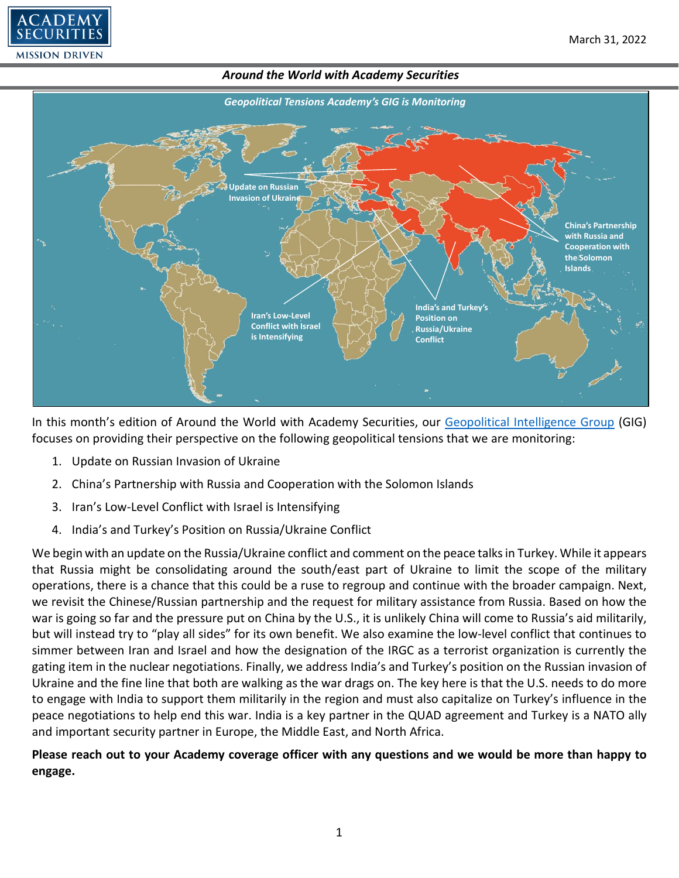March 31, 2022

## *Around the World with Academy Securities*

*Geopolitical Tensions Academy's GIG is Monitoring*

In this month's edition of Around the World with Academy Securities, our [Geopolitical Intelligence Group](#) (GIG) focuses on providing their perspective on the following geopolitical tensions that we are monitoring:

1. Update on Russian Invasion of Ukraine
2. China's Partnership with Russia and Cooperation with the Solomon Islands
3. Iran's Low-Level Conflict with Israel is Intensifying
4. India's and Turkey's Position on Russia/Ukraine Conflict

We begin with an update on the Russia/Ukraine conflict and comment on the peace talks in Turkey. While it appears that Russia might be consolidating around the south/east part of Ukraine to limit the scope of the military operations, there is a chance that this could be a ruse to regroup and continue with the broader campaign. Next, we revisit the Chinese/Russian partnership and the request for military assistance from Russia. Based on how the war is going so far and the pressure put on China by the U.S., it is unlikely China will come to Russia's aid militarily, but will instead try to "play all sides" for its own benefit. We also examine the low-level conflict that continues to simmer between Iran and Israel and how the designation of the IRGC as a terrorist organization is currently the gating item in the nuclear negotiations. Finally, we address India's and Turkey's position on the Russian invasion of Ukraine and the fine line that both are walking as the war drags on. The key here is that the U.S. needs to do more to engage with India to support them militarily in the region and must also capitalize on Turkey's influence in the peace negotiations to help end this war. India is a key partner in the QUAD agreement and Turkey is a NATO ally and important security partner in Europe, the Middle East, and North Africa.

**Please reach out to your Academy coverage officer with any questions and we would be more than happy to engage.**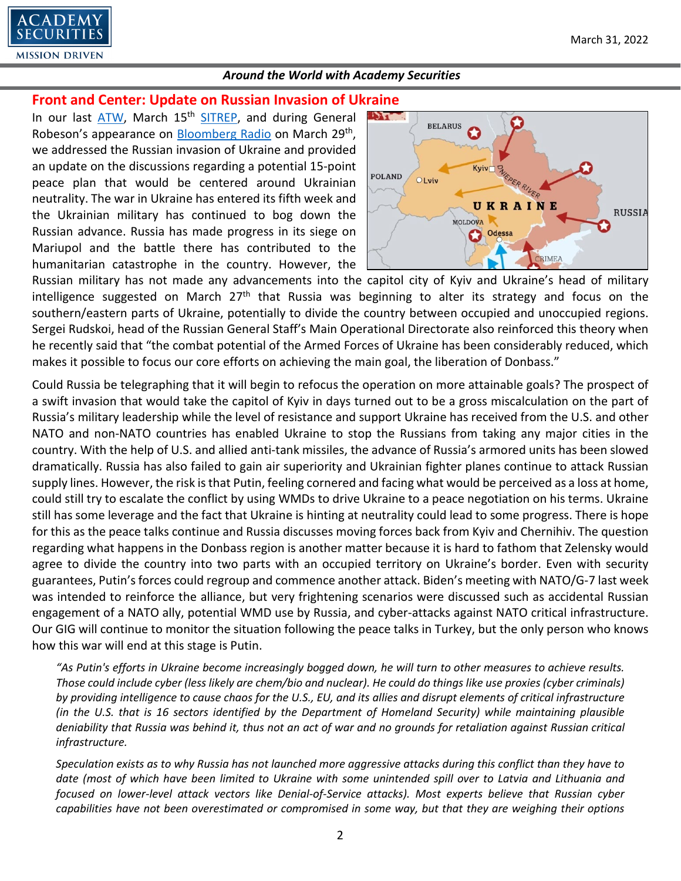## Front and Center: Update on Russian Invasion of Ukraine

In our last ATW, March 15th SITREP, and during General Robeson's appearance on Bloomberg Radio on March 29th, we addressed the Russian invasion of Ukraine and provided an update on the discussions regarding a potential 15-point peace plan that would be centered around Ukrainian neutrality. The war in Ukraine has entered its fifth week and the Ukrainian military has continued to bog down the Russian advance. Russia has made progress in its siege on Mariupol and the battle there has contributed to the humanitarian catastrophe in the country. However, the Russian military has not made any advancements into the capitol city of Kyiv and Ukraine's head of military intelligence suggested on March 27th that Russia was beginning to alter its strategy and focus on the southern/eastern parts of Ukraine, potentially to divide the country between occupied and unoccupied regions. Sergei Rudskoi, head of the Russian General Staff's Main Operational Directorate also reinforced this theory when he recently said that "the combat potential of the Armed Forces of Ukraine has been considerably reduced, which makes it possible to focus our core efforts on achieving the main goal, the liberation of Donbass."

Could Russia be telegraphing that it will begin to refocus the operation on more attainable goals? The prospect of a swift invasion that would take the capitol of Kyiv in days turned out to be a gross miscalculation on the part of Russia's military leadership while the level of resistance and support Ukraine has received from the U.S. and other NATO and non-NATO countries has enabled Ukraine to stop the Russians from taking any major cities in the country. With the help of U.S. and allied anti-tank missiles, the advance of Russia's armored units has been slowed dramatically. Russia has also failed to gain air superiority and Ukrainian fighter planes continue to attack Russian supply lines. However, the risk is that Putin, feeling cornered and facing what would be perceived as a loss at home, could still try to escalate the conflict by using WMDs to drive Ukraine to a peace negotiation on his terms. Ukraine still has some leverage and the fact that Ukraine is hinting at neutrality could lead to some progress. There is hope for this as the peace talks continue and Russia discusses moving forces back from Kyiv and Chernihiv. The question regarding what happens in the Donbass region is another matter because it is hard to fathom that Zelensky would agree to divide the country into two parts with an occupied territory on Ukraine's border. Even with security guarantees, Putin's forces could regroup and commence another attack. Biden's meeting with NATO/G-7 last week was intended to reinforce the alliance, but very frightening scenarios were discussed such as accidental Russian engagement of a NATO ally, potential WMD use by Russia, and cyber-attacks against NATO critical infrastructure. Our GIG will continue to monitor the situation following the peace talks in Turkey, but the only person who knows how this war will end at this stage is Putin.

*"As Putin's efforts in Ukraine become increasingly bogged down, he will turn to other measures to achieve results. Those could include cyber (less likely are chem/bio and nuclear). He could do things like use proxies (cyber criminals) by providing intelligence to cause chaos for the U.S., EU, and its allies and disrupt elements of critical infrastructure (in the U.S. that is 16 sectors identified by the Department of Homeland Security) while maintaining plausible deniability that Russia was behind it, thus not an act of war and no grounds for retaliation against Russian critical infrastructure.*

*Speculation exists as to why Russia has not launched more aggressive attacks during this conflict than they have to date (most of which have been limited to Ukraine with some unintended spill over to Latvia and Lithuania and focused on lower-level attack vectors like Denial-of-Service attacks). Most experts believe that Russian cyber capabilities have not been overestimated or compromised in some way, but that they are weighing their options*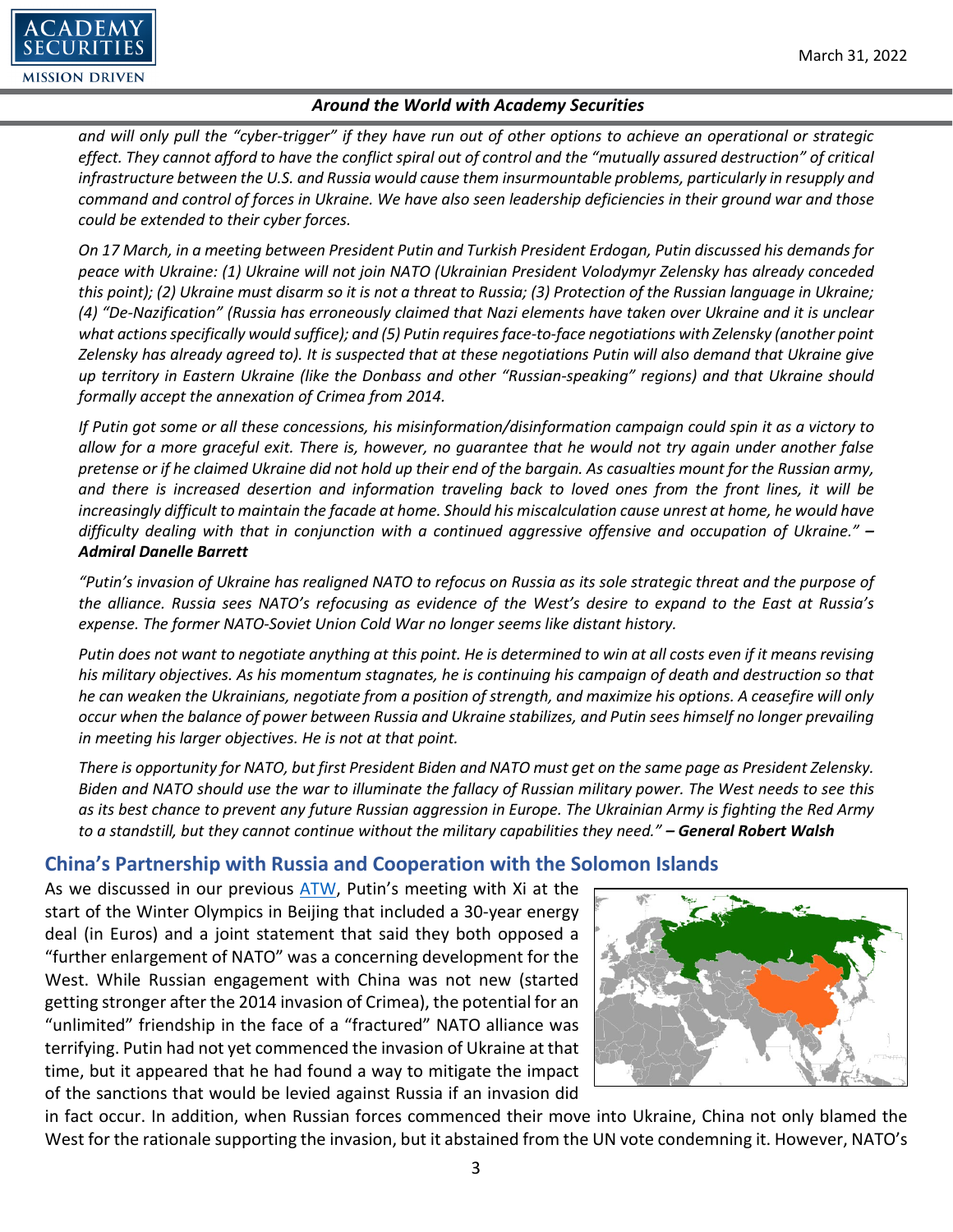*and will only pull the "cyber-trigger" if they have run out of other options to achieve an operational or strategic effect. They cannot afford to have the conflict spiral out of control and the "mutually assured destruction" of critical infrastructure between the U.S. and Russia would cause them insurmountable problems, particularly in resupply and command and control of forces in Ukraine. We have also seen leadership deficiencies in their ground war and those could be extended to their cyber forces.*

*On 17 March, in a meeting between President Putin and Turkish President Erdogan, Putin discussed his demands for peace with Ukraine: (1) Ukraine will not join NATO (Ukrainian President Volodymyr Zelensky has already conceded this point); (2) Ukraine must disarm so it is not a threat to Russia; (3) Protection of the Russian language in Ukraine; (4) "De-Nazification" (Russia has erroneously claimed that Nazi elements have taken over Ukraine and it is unclear what actions specifically would suffice); and (5) Putin requires face-to-face negotiations with Zelensky (another point Zelensky has already agreed to). It is suspected that at these negotiations Putin will also demand that Ukraine give up territory in Eastern Ukraine (like the Donbass and other "Russian-speaking" regions) and that Ukraine should formally accept the annexation of Crimea from 2014.*

*If Putin got some or all these concessions, his misinformation/disinformation campaign could spin it as a victory to allow for a more graceful exit. There is, however, no guarantee that he would not try again under another false pretense or if he claimed Ukraine did not hold up their end of the bargain. As casualties mount for the Russian army, and there is increased desertion and information traveling back to loved ones from the front lines, it will be increasingly difficult to maintain the facade at home. Should his miscalculation cause unrest at home, he would have difficulty dealing with that in conjunction with a continued aggressive offensive and occupation of Ukraine."* ***– Admiral Danelle Barrett***

*"Putin's invasion of Ukraine has realigned NATO to refocus on Russia as its sole strategic threat and the purpose of the alliance. Russia sees NATO's refocusing as evidence of the West's desire to expand to the East at Russia's expense. The former NATO-Soviet Union Cold War no longer seems like distant history.*

*Putin does not want to negotiate anything at this point. He is determined to win at all costs even if it means revising his military objectives. As his momentum stagnates, he is continuing his campaign of death and destruction so that he can weaken the Ukrainians, negotiate from a position of strength, and maximize his options. A ceasefire will only occur when the balance of power between Russia and Ukraine stabilizes, and Putin sees himself no longer prevailing in meeting his larger objectives. He is not at that point.*

*There is opportunity for NATO, but first President Biden and NATO must get on the same page as President Zelensky. Biden and NATO should use the war to illuminate the fallacy of Russian military power. The West needs to see this as its best chance to prevent any future Russian aggression in Europe. The Ukrainian Army is fighting the Red Army to a standstill, but they cannot continue without the military capabilities they need."* ***– General Robert Walsh***

## China's Partnership with Russia and Cooperation with the Solomon Islands

As we discussed in our previous ATW, Putin's meeting with Xi at the start of the Winter Olympics in Beijing that included a 30-year energy deal (in Euros) and a joint statement that said they both opposed a "further enlargement of NATO" was a concerning development for the West. While Russian engagement with China was not new (started getting stronger after the 2014 invasion of Crimea), the potential for an "unlimited" friendship in the face of a "fractured" NATO alliance was terrifying. Putin had not yet commenced the invasion of Ukraine at that time, but it appeared that he had found a way to mitigate the impact of the sanctions that would be levied against Russia if an invasion did in fact occur. In addition, when Russian forces commenced their move into Ukraine, China not only blamed the West for the rationale supporting the invasion, but it abstained from the UN vote condemning it. However, NATO's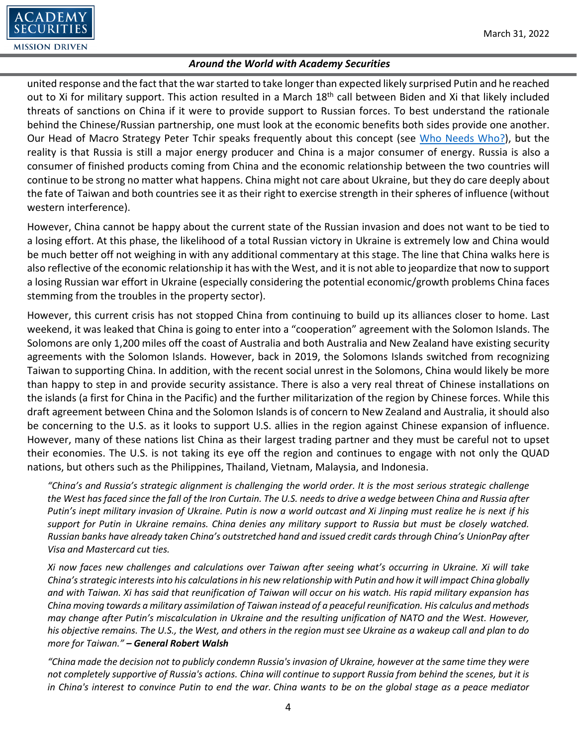united response and the fact that the war started to take longer than expected likely surprised Putin and he reached out to Xi for military support. This action resulted in a March 18th call between Biden and Xi that likely included threats of sanctions on China if it were to provide support to Russian forces. To best understand the rationale behind the Chinese/Russian partnership, one must look at the economic benefits both sides provide one another. Our Head of Macro Strategy Peter Tchir speaks frequently about this concept (see [Who Needs Who?]), but the reality is that Russia is still a major energy producer and China is a major consumer of energy. Russia is also a consumer of finished products coming from China and the economic relationship between the two countries will continue to be strong no matter what happens. China might not care about Ukraine, but they do care deeply about the fate of Taiwan and both countries see it as their right to exercise strength in their spheres of influence (without western interference).

However, China cannot be happy about the current state of the Russian invasion and does not want to be tied to a losing effort. At this phase, the likelihood of a total Russian victory in Ukraine is extremely low and China would be much better off not weighing in with any additional commentary at this stage. The line that China walks here is also reflective of the economic relationship it has with the West, and it is not able to jeopardize that now to support a losing Russian war effort in Ukraine (especially considering the potential economic/growth problems China faces stemming from the troubles in the property sector).

However, this current crisis has not stopped China from continuing to build up its alliances closer to home. Last weekend, it was leaked that China is going to enter into a "cooperation" agreement with the Solomon Islands. The Solomons are only 1,200 miles off the coast of Australia and both Australia and New Zealand have existing security agreements with the Solomon Islands. However, back in 2019, the Solomons Islands switched from recognizing Taiwan to supporting China. In addition, with the recent social unrest in the Solomons, China would likely be more than happy to step in and provide security assistance. There is also a very real threat of Chinese installations on the islands (a first for China in the Pacific) and the further militarization of the region by Chinese forces. While this draft agreement between China and the Solomon Islands is of concern to New Zealand and Australia, it should also be concerning to the U.S. as it looks to support U.S. allies in the region against Chinese expansion of influence. However, many of these nations list China as their largest trading partner and they must be careful not to upset their economies. The U.S. is not taking its eye off the region and continues to engage with not only the QUAD nations, but others such as the Philippines, Thailand, Vietnam, Malaysia, and Indonesia.

> *"China's and Russia's strategic alignment is challenging the world order. It is the most serious strategic challenge the West has faced since the fall of the Iron Curtain. The U.S. needs to drive a wedge between China and Russia after Putin's inept military invasion of Ukraine. Putin is now a world outcast and Xi Jinping must realize he is next if his support for Putin in Ukraine remains. China denies any military support to Russia but must be closely watched. Russian banks have already taken China's outstretched hand and issued credit cards through China's UnionPay after Visa and Mastercard cut ties.*
>
> *Xi now faces new challenges and calculations over Taiwan after seeing what's occurring in Ukraine. Xi will take China's strategic interests into his calculations in his new relationship with Putin and how it will impact China globally and with Taiwan. Xi has said that reunification of Taiwan will occur on his watch. His rapid military expansion has China moving towards a military assimilation of Taiwan instead of a peaceful reunification. His calculus and methods may change after Putin's miscalculation in Ukraine and the resulting unification of NATO and the West. However, his objective remains. The U.S., the West, and others in the region must see Ukraine as a wakeup call and plan to do more for Taiwan."* ***– General Robert Walsh***
>
> *"China made the decision not to publicly condemn Russia's invasion of Ukraine, however at the same time they were not completely supportive of Russia's actions. China will continue to support Russia from behind the scenes, but it is in China's interest to convince Putin to end the war. China wants to be on the global stage as a peace mediator*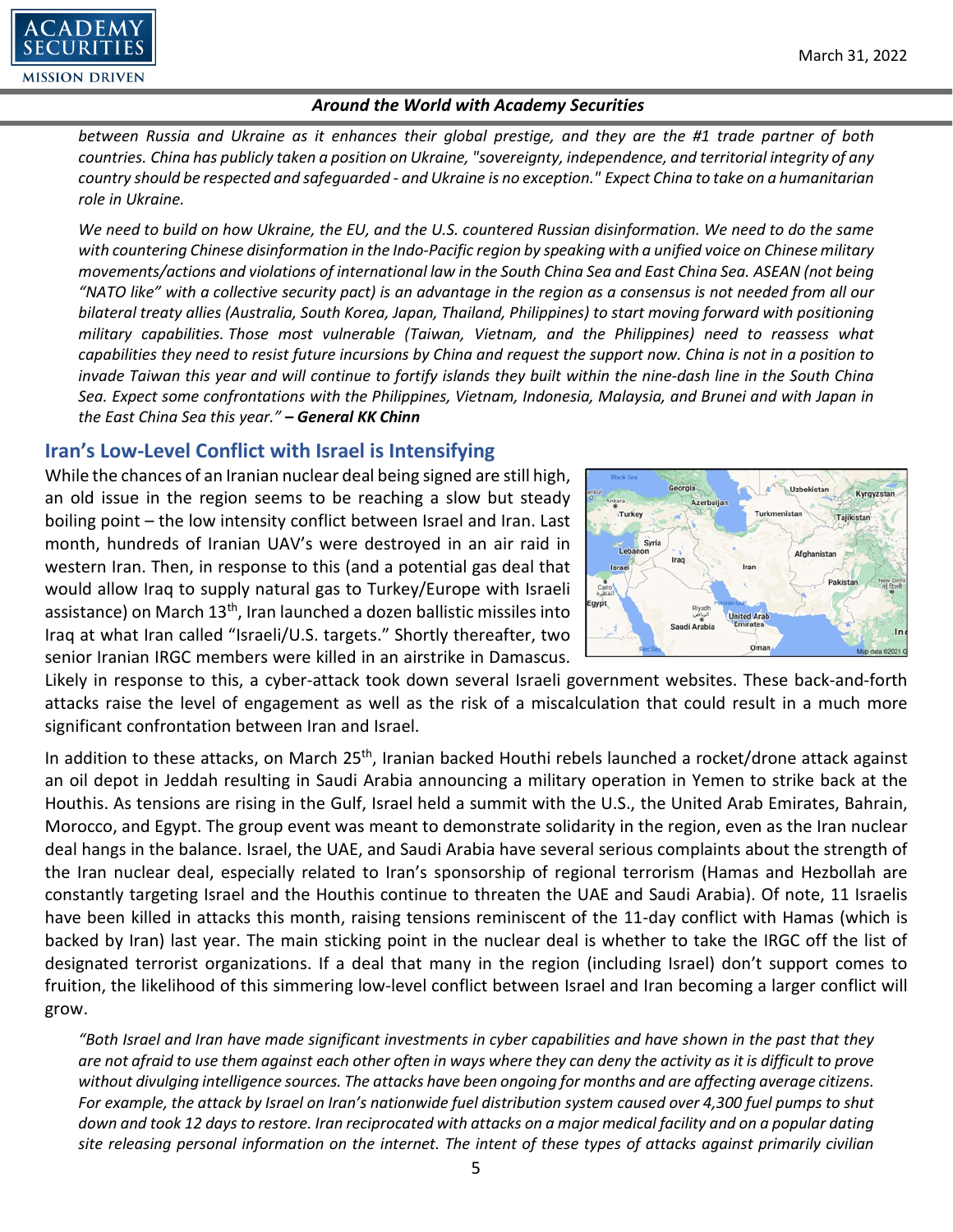*between Russia and Ukraine as it enhances their global prestige, and they are the #1 trade partner of both countries. China has publicly taken a position on Ukraine, "sovereignty, independence, and territorial integrity of any country should be respected and safeguarded - and Ukraine is no exception." Expect China to take on a humanitarian role in Ukraine.*

*We need to build on how Ukraine, the EU, and the U.S. countered Russian disinformation. We need to do the same with countering Chinese disinformation in the Indo-Pacific region by speaking with a unified voice on Chinese military movements/actions and violations of international law in the South China Sea and East China Sea. ASEAN (not being "NATO like" with a collective security pact) is an advantage in the region as a consensus is not needed from all our bilateral treaty allies (Australia, South Korea, Japan, Thailand, Philippines) to start moving forward with positioning military capabilities. Those most vulnerable (Taiwan, Vietnam, and the Philippines) need to reassess what capabilities they need to resist future incursions by China and request the support now. China is not in a position to invade Taiwan this year and will continue to fortify islands they built within the nine-dash line in the South China Sea. Expect some confrontations with the Philippines, Vietnam, Indonesia, Malaysia, and Brunei and with Japan in the East China Sea this year." **– General KK Chinn***

## Iran's Low-Level Conflict with Israel is Intensifying

While the chances of an Iranian nuclear deal being signed are still high, an old issue in the region seems to be reaching a slow but steady boiling point – the low intensity conflict between Israel and Iran. Last month, hundreds of Iranian UAV's were destroyed in an air raid in western Iran. Then, in response to this (and a potential gas deal that would allow Iraq to supply natural gas to Turkey/Europe with Israeli assistance) on March 13th, Iran launched a dozen ballistic missiles into Iraq at what Iran called "Israeli/U.S. targets." Shortly thereafter, two senior Iranian IRGC members were killed in an airstrike in Damascus. Likely in response to this, a cyber-attack took down several Israeli government websites. These back-and-forth attacks raise the level of engagement as well as the risk of a miscalculation that could result in a much more significant confrontation between Iran and Israel.

In addition to these attacks, on March 25th, Iranian backed Houthi rebels launched a rocket/drone attack against an oil depot in Jeddah resulting in Saudi Arabia announcing a military operation in Yemen to strike back at the Houthis. As tensions are rising in the Gulf, Israel held a summit with the U.S., the United Arab Emirates, Bahrain, Morocco, and Egypt. The group event was meant to demonstrate solidarity in the region, even as the Iran nuclear deal hangs in the balance. Israel, the UAE, and Saudi Arabia have several serious complaints about the strength of the Iran nuclear deal, especially related to Iran's sponsorship of regional terrorism (Hamas and Hezbollah are constantly targeting Israel and the Houthis continue to threaten the UAE and Saudi Arabia). Of note, 11 Israelis have been killed in attacks this month, raising tensions reminiscent of the 11-day conflict with Hamas (which is backed by Iran) last year. The main sticking point in the nuclear deal is whether to take the IRGC off the list of designated terrorist organizations. If a deal that many in the region (including Israel) don't support comes to fruition, the likelihood of this simmering low-level conflict between Israel and Iran becoming a larger conflict will grow.

*"Both Israel and Iran have made significant investments in cyber capabilities and have shown in the past that they are not afraid to use them against each other often in ways where they can deny the activity as it is difficult to prove without divulging intelligence sources. The attacks have been ongoing for months and are affecting average citizens. For example, the attack by Israel on Iran's nationwide fuel distribution system caused over 4,300 fuel pumps to shut down and took 12 days to restore. Iran reciprocated with attacks on a major medical facility and on a popular dating site releasing personal information on the internet. The intent of these types of attacks against primarily civilian*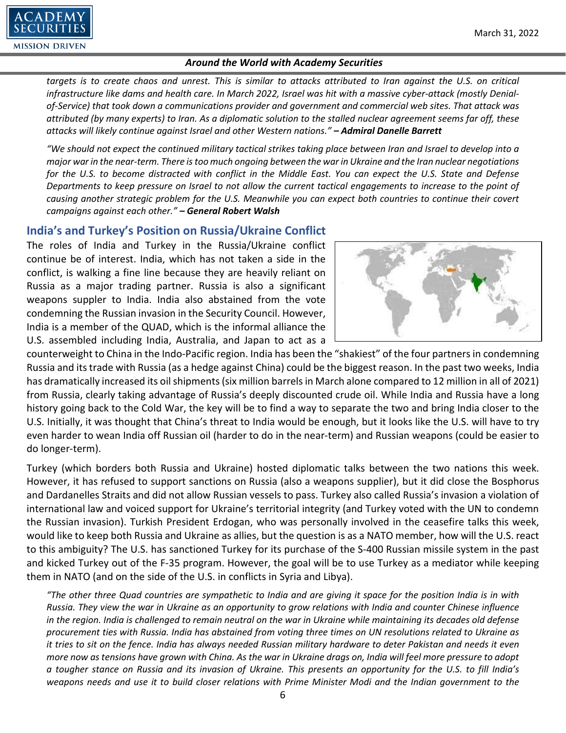*targets is to create chaos and unrest. This is similar to attacks attributed to Iran against the U.S. on critical infrastructure like dams and health care. In March 2022, Israel was hit with a massive cyber-attack (mostly Denial-of-Service) that took down a communications provider and government and commercial web sites. That attack was attributed (by many experts) to Iran. As a diplomatic solution to the stalled nuclear agreement seems far off, these attacks will likely continue against Israel and other Western nations."* ***– Admiral Danelle Barrett***

*"We should not expect the continued military tactical strikes taking place between Iran and Israel to develop into a major war in the near-term. There is too much ongoing between the war in Ukraine and the Iran nuclear negotiations for the U.S. to become distracted with conflict in the Middle East. You can expect the U.S. State and Defense Departments to keep pressure on Israel to not allow the current tactical engagements to increase to the point of causing another strategic problem for the U.S. Meanwhile you can expect both countries to continue their covert campaigns against each other."* ***– General Robert Walsh***

## India's and Turkey's Position on Russia/Ukraine Conflict

The roles of India and Turkey in the Russia/Ukraine conflict continue be of interest. India, which has not taken a side in the conflict, is walking a fine line because they are heavily reliant on Russia as a major trading partner. Russia is also a significant weapons suppler to India. India also abstained from the vote condemning the Russian invasion in the Security Council. However, India is a member of the QUAD, which is the informal alliance the U.S. assembled including India, Australia, and Japan to act as a counterweight to China in the Indo-Pacific region. India has been the "shakiest" of the four partners in condemning Russia and its trade with Russia (as a hedge against China) could be the biggest reason. In the past two weeks, India has dramatically increased its oil shipments (six million barrels in March alone compared to 12 million in all of 2021) from Russia, clearly taking advantage of Russia's deeply discounted crude oil. While India and Russia have a long history going back to the Cold War, the key will be to find a way to separate the two and bring India closer to the U.S. Initially, it was thought that China's threat to India would be enough, but it looks like the U.S. will have to try even harder to wean India off Russian oil (harder to do in the near-term) and Russian weapons (could be easier to do longer-term).

Turkey (which borders both Russia and Ukraine) hosted diplomatic talks between the two nations this week. However, it has refused to support sanctions on Russia (also a weapons supplier), but it did close the Bosphorus and Dardanelles Straits and did not allow Russian vessels to pass. Turkey also called Russia's invasion a violation of international law and voiced support for Ukraine's territorial integrity (and Turkey voted with the UN to condemn the Russian invasion). Turkish President Erdogan, who was personally involved in the ceasefire talks this week, would like to keep both Russia and Ukraine as allies, but the question is as a NATO member, how will the U.S. react to this ambiguity? The U.S. has sanctioned Turkey for its purchase of the S-400 Russian missile system in the past and kicked Turkey out of the F-35 program. However, the goal will be to use Turkey as a mediator while keeping them in NATO (and on the side of the U.S. in conflicts in Syria and Libya).

*"The other three Quad countries are sympathetic to India and are giving it space for the position India is in with Russia. They view the war in Ukraine as an opportunity to grow relations with India and counter Chinese influence in the region. India is challenged to remain neutral on the war in Ukraine while maintaining its decades old defense procurement ties with Russia. India has abstained from voting three times on UN resolutions related to Ukraine as it tries to sit on the fence. India has always needed Russian military hardware to deter Pakistan and needs it even more now as tensions have grown with China. As the war in Ukraine drags on, India will feel more pressure to adopt a tougher stance on Russia and its invasion of Ukraine. This presents an opportunity for the U.S. to fill India's weapons needs and use it to build closer relations with Prime Minister Modi and the Indian government to the*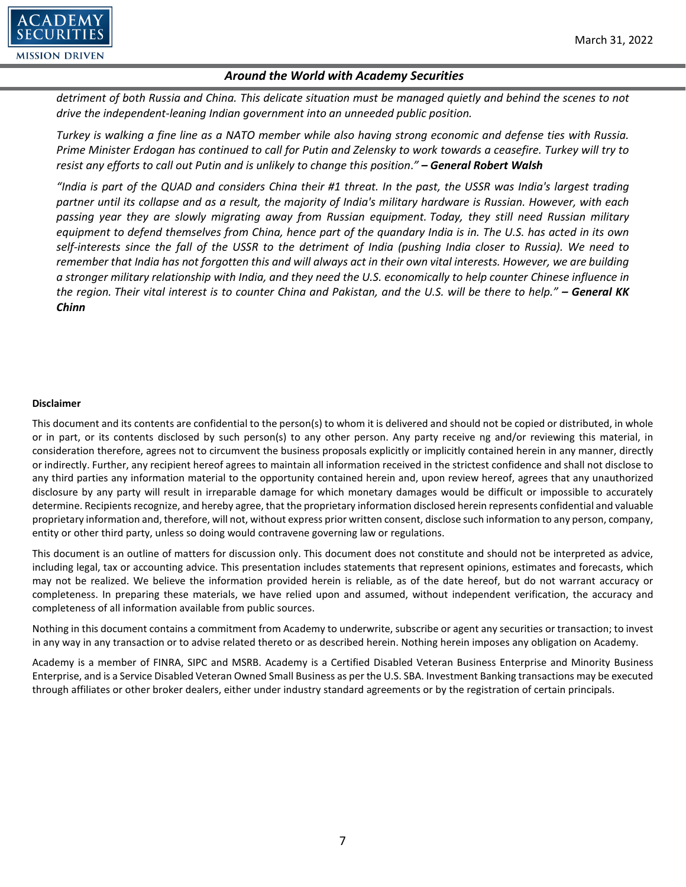*detriment of both Russia and China. This delicate situation must be managed quietly and behind the scenes to not drive the independent-leaning Indian government into an unneeded public position.*

*Turkey is walking a fine line as a NATO member while also having strong economic and defense ties with Russia. Prime Minister Erdogan has continued to call for Putin and Zelensky to work towards a ceasefire. Turkey will try to resist any efforts to call out Putin and is unlikely to change this position." **– General Robert Walsh***

*"India is part of the QUAD and considers China their #1 threat. In the past, the USSR was India's largest trading partner until its collapse and as a result, the majority of India's military hardware is Russian. However, with each passing year they are slowly migrating away from Russian equipment. Today, they still need Russian military equipment to defend themselves from China, hence part of the quandary India is in. The U.S. has acted in its own self-interests since the fall of the USSR to the detriment of India (pushing India closer to Russia). We need to remember that India has not forgotten this and will always act in their own vital interests. However, we are building a stronger military relationship with India, and they need the U.S. economically to help counter Chinese influence in the region. Their vital interest is to counter China and Pakistan, and the U.S. will be there to help." **– General KK Chinn***

**Disclaimer**

This document and its contents are confidential to the person(s) to whom it is delivered and should not be copied or distributed, in whole or in part, or its contents disclosed by such person(s) to any other person. Any party receive ng and/or reviewing this material, in consideration therefore, agrees not to circumvent the business proposals explicitly or implicitly contained herein in any manner, directly or indirectly. Further, any recipient hereof agrees to maintain all information received in the strictest confidence and shall not disclose to any third parties any information material to the opportunity contained herein and, upon review hereof, agrees that any unauthorized disclosure by any party will result in irreparable damage for which monetary damages would be difficult or impossible to accurately determine. Recipients recognize, and hereby agree, that the proprietary information disclosed herein represents confidential and valuable proprietary information and, therefore, will not, without express prior written consent, disclose such information to any person, company, entity or other third party, unless so doing would contravene governing law or regulations.

This document is an outline of matters for discussion only. This document does not constitute and should not be interpreted as advice, including legal, tax or accounting advice. This presentation includes statements that represent opinions, estimates and forecasts, which may not be realized. We believe the information provided herein is reliable, as of the date hereof, but do not warrant accuracy or completeness. In preparing these materials, we have relied upon and assumed, without independent verification, the accuracy and completeness of all information available from public sources.

Nothing in this document contains a commitment from Academy to underwrite, subscribe or agent any securities or transaction; to invest in any way in any transaction or to advise related thereto or as described herein. Nothing herein imposes any obligation on Academy.

Academy is a member of FINRA, SIPC and MSRB. Academy is a Certified Disabled Veteran Business Enterprise and Minority Business Enterprise, and is a Service Disabled Veteran Owned Small Business as per the U.S. SBA. Investment Banking transactions may be executed through affiliates or other broker dealers, either under industry standard agreements or by the registration of certain principals.